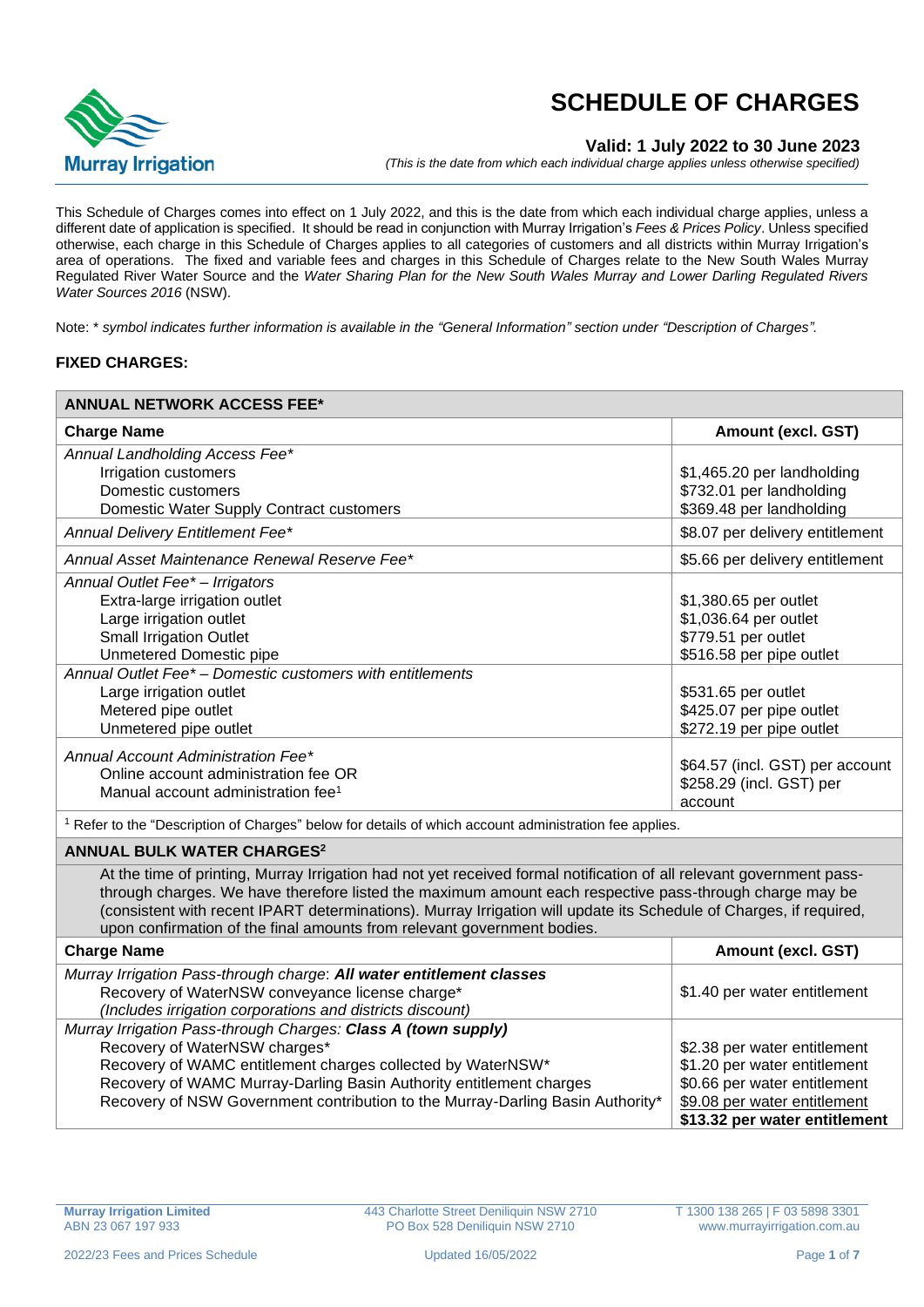# SCHEDULE OF CHARGES

**Valid: 1 July 2022 to 30 June 2023**

*(This is the date from which each individual charge applies unless otherwise specified)*

This Schedule of Charges comes into effect on 1 July 2022, and this is the date from which each individual charge applies, unless a different date of application is specified. It should be read in conjunction with Murray Irrigation's *Fees & Prices Policy*. Unless specified otherwise, each charge in this Schedule of Charges applies to all categories of customers and all districts within Murray Irrigation's area of operations. The fixed and variable fees and charges in this Schedule of Charges relate to the New South Wales Murray Regulated River Water Source and the *Water Sharing Plan for the New South Wales Murray and Lower Darling Regulated Rivers Water Sources 2016* (NSW).

Note: * *symbol indicates further information is available in the "General Information" section under "Description of Charges".*

**FIXED CHARGES:**

| **ANNUAL NETWORK ACCESS FEE*** | |
|---|---|
| **Charge Name** | **Amount (excl. GST)** |
| *Annual Landholding Access Fee** | |
| Irrigation customers | $1,465.20 per landholding |
| Domestic customers | $732.01 per landholding |
| Domestic Water Supply Contract customers | $369.48 per landholding |
| *Annual Delivery Entitlement Fee** | $8.07 per delivery entitlement |
| *Annual Asset Maintenance Renewal Reserve Fee** | $5.66 per delivery entitlement |
| *Annual Outlet Fee* – Irrigators* | |
| Extra-large irrigation outlet | $1,380.65 per outlet |
| Large irrigation outlet | $1,036.64 per outlet |
| Small Irrigation Outlet | $779.51 per outlet |
| Unmetered Domestic pipe | $516.58 per pipe outlet |
| *Annual Outlet Fee* – Domestic customers with entitlements* | |
| Large irrigation outlet | $531.65 per outlet |
| Metered pipe outlet | $425.07 per pipe outlet |
| Unmetered pipe outlet | $272.19 per pipe outlet |
| *Annual Account Administration Fee** | |
| Online account administration fee OR | $64.57 (incl. GST) per account |
| Manual account administration fee[1] | $258.29 (incl. GST) per account |

[1] Refer to the "Description of Charges" below for details of which account administration fee applies.

| **ANNUAL BULK WATER CHARGES[2]** | |
|---|---|
| At the time of printing, Murray Irrigation had not yet received formal notification of all relevant government pass-through charges. We have therefore listed the maximum amount each respective pass-through charge may be (consistent with recent IPART determinations). Murray Irrigation will update its Schedule of Charges, if required, upon confirmation of the final amounts from relevant government bodies. | |
| **Charge Name** | **Amount (excl. GST)** |
| *Murray Irrigation Pass-through charge*: ***All water entitlement classes*** | |
| Recovery of WaterNSW conveyance license charge* *(Includes irrigation corporations and districts discount)* | $1.40 per water entitlement |
| *Murray Irrigation Pass-through Charges:* ***Class A (town supply)*** | |
| Recovery of WaterNSW charges* | $2.38 per water entitlement |
| Recovery of WAMC entitlement charges collected by WaterNSW* | $1.20 per water entitlement |
| Recovery of WAMC Murray-Darling Basin Authority entitlement charges | $0.66 per water entitlement |
| Recovery of NSW Government contribution to the Murray-Darling Basin Authority* | $9.08 per water entitlement |
| | **$13.32 per water entitlement** |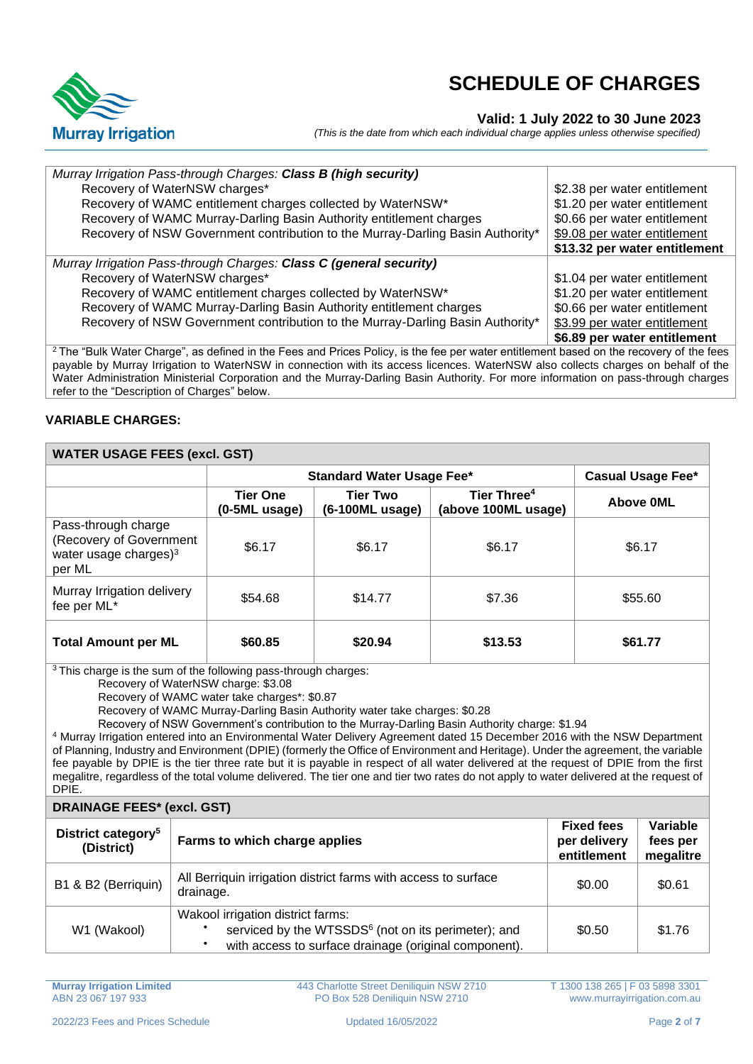# SCHEDULE OF CHARGES

**Valid: 1 July 2022 to 30 June 2023**

*(This is the date from which each individual charge applies unless otherwise specified)*

| | |
|---|---|
| *Murray Irrigation Pass-through Charges:* ***Class B (high security)*** | |
| Recovery of WaterNSW charges* | $2.38 per water entitlement |
| Recovery of WAMC entitlement charges collected by WaterNSW* | $1.20 per water entitlement |
| Recovery of WAMC Murray-Darling Basin Authority entitlement charges | $0.66 per water entitlement |
| Recovery of NSW Government contribution to the Murray-Darling Basin Authority* | $9.08 per water entitlement |
| | **$13.32 per water entitlement** |
| *Murray Irrigation Pass-through Charges:* ***Class C (general security)*** | |
| Recovery of WaterNSW charges* | $1.04 per water entitlement |
| Recovery of WAMC entitlement charges collected by WaterNSW* | $1.20 per water entitlement |
| Recovery of WAMC Murray-Darling Basin Authority entitlement charges | $0.66 per water entitlement |
| Recovery of NSW Government contribution to the Murray-Darling Basin Authority* | $3.99 per water entitlement |
| | **$6.89 per water entitlement** |

[2] The "Bulk Water Charge", as defined in the Fees and Prices Policy, is the fee per water entitlement based on the recovery of the fees payable by Murray Irrigation to WaterNSW in connection with its access licences. WaterNSW also collects charges on behalf of the Water Administration Ministerial Corporation and the Murray-Darling Basin Authority. For more information on pass-through charges refer to the "Description of Charges" below.

## VARIABLE CHARGES:

**WATER USAGE FEES (excl. GST)**

| | Standard Water Usage Fee* | | | Casual Usage Fee* |
|---|---|---|---|---|
| | **Tier One (0-5ML usage)** | **Tier Two (6-100ML usage)** | **Tier Three[4] (above 100ML usage)** | **Above 0ML** |
| Pass-through charge (Recovery of Government water usage charges)[3] per ML | $6.17 | $6.17 | $6.17 | $6.17 |
| Murray Irrigation delivery fee per ML* | $54.68 | $14.77 | $7.36 | $55.60 |
| **Total Amount per ML** | **$60.85** | **$20.94** | **$13.53** | **$61.77** |

[3] This charge is the sum of the following pass-through charges:

- Recovery of WaterNSW charge: $3.08
- Recovery of WAMC water take charges*: $0.87
- Recovery of WAMC Murray-Darling Basin Authority water take charges: $0.28
- Recovery of NSW Government's contribution to the Murray-Darling Basin Authority charge: $1.94

[4] Murray Irrigation entered into an Environmental Water Delivery Agreement dated 15 December 2016 with the NSW Department of Planning, Industry and Environment (DPIE) (formerly the Office of Environment and Heritage). Under the agreement, the variable fee payable by DPIE is the tier three rate but it is payable in respect of all water delivered at the request of DPIE from the first megalitre, regardless of the total volume delivered. The tier one and tier two rates do not apply to water delivered at the request of DPIE.

**DRAINAGE FEES* (excl. GST)**

| District category[5] (District) | Farms to which charge applies | Fixed fees per delivery entitlement | Variable fees per megalitre |
|---|---|---|---|
| B1 & B2 (Berriquin) | All Berriquin irrigation district farms with access to surface drainage. | $0.00 | $0.61 |
| W1 (Wakool) | Wakool irrigation district farms: • serviced by the WTSSDS[6] (not on its perimeter); and • with access to surface drainage (original component). | $0.50 | $1.76 |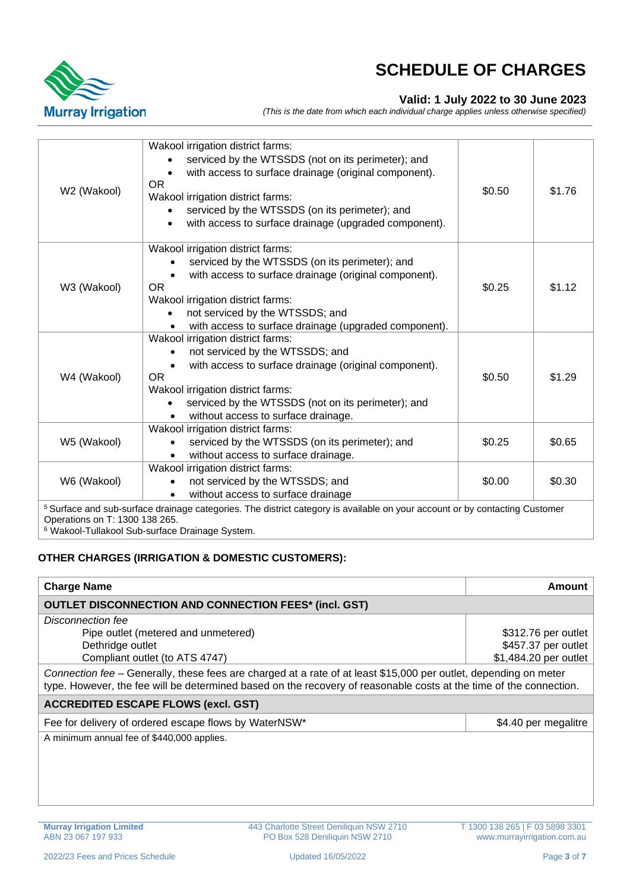# SCHEDULE OF CHARGES

**Valid: 1 July 2022 to 30 June 2023**

*(This is the date from which each individual charge applies unless otherwise specified)*

| | | | |
|---|---|---|---|
| W2 (Wakool) | Wakool irrigation district farms:<br>• serviced by the WTSSDS (not on its perimeter); and<br>• with access to surface drainage (original component).<br>OR<br>Wakool irrigation district farms:<br>• serviced by the WTSSDS (on its perimeter); and<br>• with access to surface drainage (upgraded component). | $0.50 | $1.76 |
| W3 (Wakool) | Wakool irrigation district farms:<br>• serviced by the WTSSDS (on its perimeter); and<br>• with access to surface drainage (original component).<br>OR<br>Wakool irrigation district farms:<br>• not serviced by the WTSSDS; and<br>• with access to surface drainage (upgraded component). | $0.25 | $1.12 |
| W4 (Wakool) | Wakool irrigation district farms:<br>• not serviced by the WTSSDS; and<br>• with access to surface drainage (original component).<br>OR<br>Wakool irrigation district farms:<br>• serviced by the WTSSDS (not on its perimeter); and<br>• without access to surface drainage. | $0.50 | $1.29 |
| W5 (Wakool) | Wakool irrigation district farms:<br>• serviced by the WTSSDS (on its perimeter); and<br>• without access to surface drainage. | $0.25 | $0.65 |
| W6 (Wakool) | Wakool irrigation district farms:<br>• not serviced by the WTSSDS; and<br>• without access to surface drainage | $0.00 | $0.30 |

[5] Surface and sub-surface drainage categories. The district category is available on your account or by contacting Customer Operations on T: 1300 138 265.

[6] Wakool-Tullakool Sub-surface Drainage System.

**OTHER CHARGES (IRRIGATION & DOMESTIC CUSTOMERS):**

| Charge Name | Amount |
|---|---|
| **OUTLET DISCONNECTION AND CONNECTION FEES* (incl. GST)** | |
| *Disconnection fee* | |
| Pipe outlet (metered and unmetered) | $312.76 per outlet |
| Dethridge outlet | $457.37 per outlet |
| Compliant outlet (to ATS 4747) | $1,484.20 per outlet |
| *Connection fee* – Generally, these fees are charged at a rate of at least $15,000 per outlet, depending on meter type. However, the fee will be determined based on the recovery of reasonable costs at the time of the connection. | |
| **ACCREDITED ESCAPE FLOWS (excl. GST)** | |
| Fee for delivery of ordered escape flows by WaterNSW* | $4.40 per megalitre |
| A minimum annual fee of $440,000 applies. | |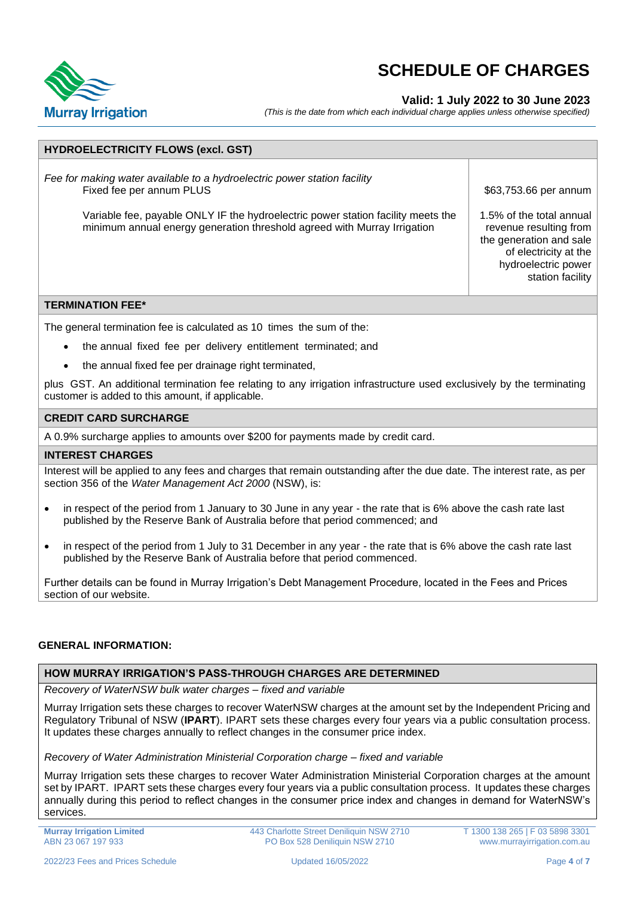# SCHEDULE OF CHARGES

**Valid: 1 July 2022 to 30 June 2023**

*(This is the date from which each individual charge applies unless otherwise specified)*

| HYDROELECTRICITY FLOWS (excl. GST) | |
|---|---|
| *Fee for making water available to a hydroelectric power station facility*<br>Fixed fee per annum PLUS | $63,753.66 per annum |
| Variable fee, payable ONLY IF the hydroelectric power station facility meets the minimum annual energy generation threshold agreed with Murray Irrigation | 1.5% of the total annual revenue resulting from the generation and sale of electricity at the hydroelectric power station facility |

## TERMINATION FEE*

The general termination fee is calculated as 10 times the sum of the:

- the annual fixed fee per delivery entitlement terminated; and
- the annual fixed fee per drainage right terminated,

plus GST. An additional termination fee relating to any irrigation infrastructure used exclusively by the terminating customer is added to this amount, if applicable.

## CREDIT CARD SURCHARGE

A 0.9% surcharge applies to amounts over $200 for payments made by credit card.

## INTEREST CHARGES

Interest will be applied to any fees and charges that remain outstanding after the due date. The interest rate, as per section 356 of the *Water Management Act 2000* (NSW), is:

- in respect of the period from 1 January to 30 June in any year - the rate that is 6% above the cash rate last published by the Reserve Bank of Australia before that period commenced; and
- in respect of the period from 1 July to 31 December in any year - the rate that is 6% above the cash rate last published by the Reserve Bank of Australia before that period commenced.

Further details can be found in Murray Irrigation's Debt Management Procedure, located in the Fees and Prices section of our website.

## GENERAL INFORMATION:

### HOW MURRAY IRRIGATION'S PASS-THROUGH CHARGES ARE DETERMINED

*Recovery of WaterNSW bulk water charges – fixed and variable*

Murray Irrigation sets these charges to recover WaterNSW charges at the amount set by the Independent Pricing and Regulatory Tribunal of NSW (**IPART**). IPART sets these charges every four years via a public consultation process. It updates these charges annually to reflect changes in the consumer price index.

*Recovery of Water Administration Ministerial Corporation charge – fixed and variable*

Murray Irrigation sets these charges to recover Water Administration Ministerial Corporation charges at the amount set by IPART. IPART sets these charges every four years via a public consultation process. It updates these charges annually during this period to reflect changes in the consumer price index and changes in demand for WaterNSW's services.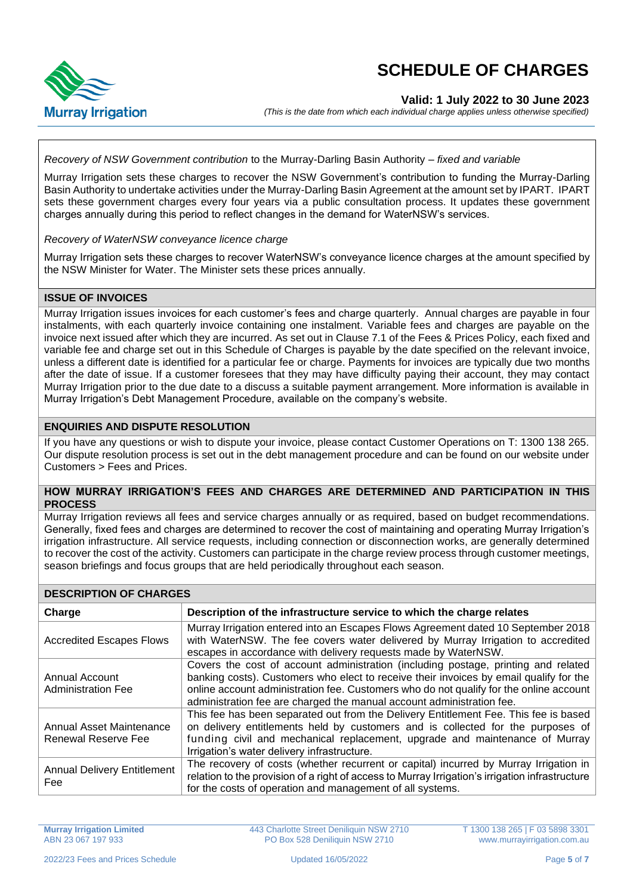# SCHEDULE OF CHARGES

**Valid: 1 July 2022 to 30 June 2023**

*(This is the date from which each individual charge applies unless otherwise specified)*

*Recovery of NSW Government contribution* to the Murray-Darling Basin Authority – *fixed and variable*

Murray Irrigation sets these charges to recover the NSW Government's contribution to funding the Murray-Darling Basin Authority to undertake activities under the Murray-Darling Basin Agreement at the amount set by IPART. IPART sets these government charges every four years via a public consultation process. It updates these government charges annually during this period to reflect changes in the demand for WaterNSW's services.

*Recovery of WaterNSW conveyance licence charge*

Murray Irrigation sets these charges to recover WaterNSW's conveyance licence charges at the amount specified by the NSW Minister for Water. The Minister sets these prices annually.

## ISSUE OF INVOICES

Murray Irrigation issues invoices for each customer's fees and charge quarterly. Annual charges are payable in four instalments, with each quarterly invoice containing one instalment. Variable fees and charges are payable on the invoice next issued after which they are incurred. As set out in Clause 7.1 of the Fees & Prices Policy, each fixed and variable fee and charge set out in this Schedule of Charges is payable by the date specified on the relevant invoice, unless a different date is identified for a particular fee or charge. Payments for invoices are typically due two months after the date of issue. If a customer foresees that they may have difficulty paying their account, they may contact Murray Irrigation prior to the due date to a discuss a suitable payment arrangement. More information is available in Murray Irrigation's Debt Management Procedure, available on the company's website.

## ENQUIRIES AND DISPUTE RESOLUTION

If you have any questions or wish to dispute your invoice, please contact Customer Operations on T: 1300 138 265. Our dispute resolution process is set out in the debt management procedure and can be found on our website under Customers > Fees and Prices.

## HOW MURRAY IRRIGATION'S FEES AND CHARGES ARE DETERMINED AND PARTICIPATION IN THIS PROCESS

Murray Irrigation reviews all fees and service charges annually or as required, based on budget recommendations. Generally, fixed fees and charges are determined to recover the cost of maintaining and operating Murray Irrigation's irrigation infrastructure. All service requests, including connection or disconnection works, are generally determined to recover the cost of the activity. Customers can participate in the charge review process through customer meetings, season briefings and focus groups that are held periodically throughout each season.

## DESCRIPTION OF CHARGES

| Charge | Description of the infrastructure service to which the charge relates |
|---|---|
| Accredited Escapes Flows | Murray Irrigation entered into an Escapes Flows Agreement dated 10 September 2018 with WaterNSW. The fee covers water delivered by Murray Irrigation to accredited escapes in accordance with delivery requests made by WaterNSW. |
| Annual Account Administration Fee | Covers the cost of account administration (including postage, printing and related banking costs). Customers who elect to receive their invoices by email qualify for the online account administration fee. Customers who do not qualify for the online account administration fee are charged the manual account administration fee. |
| Annual Asset Maintenance Renewal Reserve Fee | This fee has been separated out from the Delivery Entitlement Fee. This fee is based on delivery entitlements held by customers and is collected for the purposes of funding civil and mechanical replacement, upgrade and maintenance of Murray Irrigation's water delivery infrastructure. |
| Annual Delivery Entitlement Fee | The recovery of costs (whether recurrent or capital) incurred by Murray Irrigation in relation to the provision of a right of access to Murray Irrigation's irrigation infrastructure for the costs of operation and management of all systems. |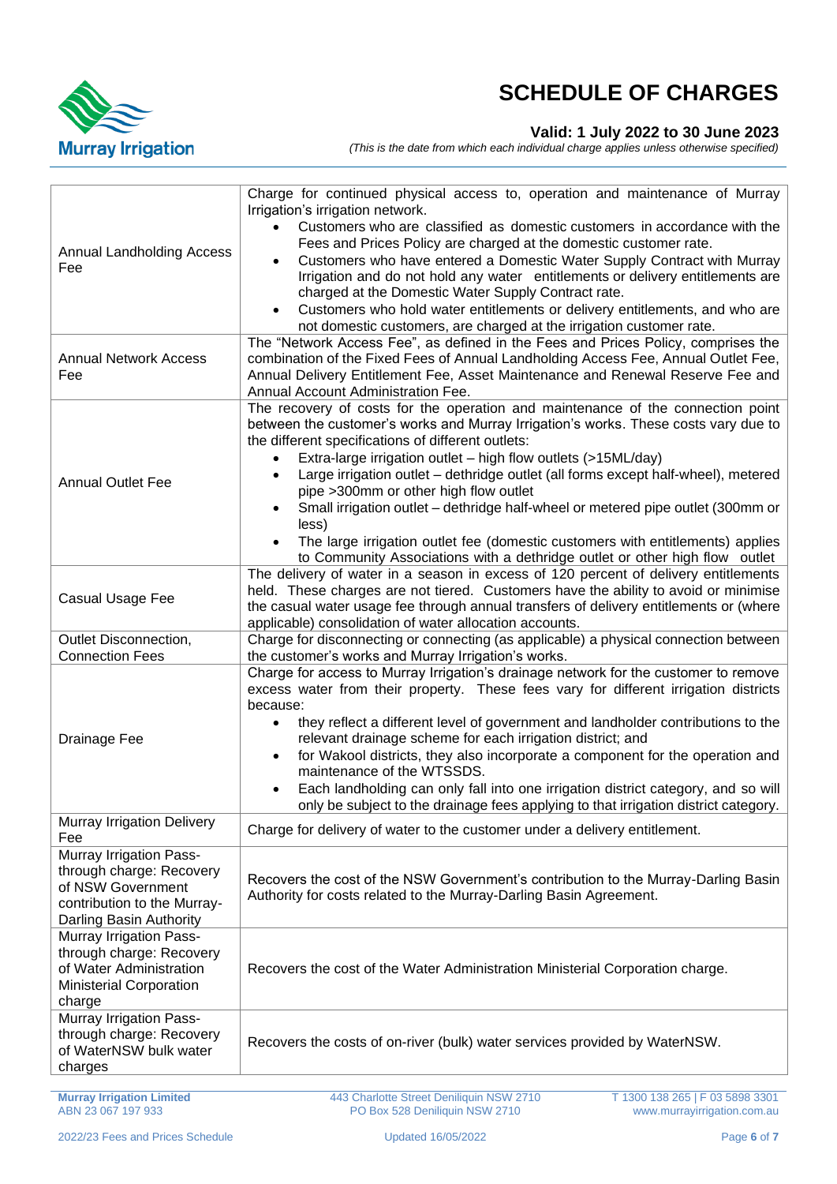# SCHEDULE OF CHARGES

**Valid: 1 July 2022 to 30 June 2023**

*(This is the date from which each individual charge applies unless otherwise specified)*

| | |
|---|---|
| Annual Landholding Access Fee | Charge for continued physical access to, operation and maintenance of Murray Irrigation's irrigation network.<br>• Customers who are classified as domestic customers in accordance with the Fees and Prices Policy are charged at the domestic customer rate.<br>• Customers who have entered a Domestic Water Supply Contract with Murray Irrigation and do not hold any water entitlements or delivery entitlements are charged at the Domestic Water Supply Contract rate.<br>• Customers who hold water entitlements or delivery entitlements, and who are not domestic customers, are charged at the irrigation customer rate. |
| Annual Network Access Fee | The "Network Access Fee", as defined in the Fees and Prices Policy, comprises the combination of the Fixed Fees of Annual Landholding Access Fee, Annual Outlet Fee, Annual Delivery Entitlement Fee, Asset Maintenance and Renewal Reserve Fee and Annual Account Administration Fee. |
| Annual Outlet Fee | The recovery of costs for the operation and maintenance of the connection point between the customer's works and Murray Irrigation's works. These costs vary due to the different specifications of different outlets:<br>• Extra-large irrigation outlet – high flow outlets (>15ML/day)<br>• Large irrigation outlet – dethridge outlet (all forms except half-wheel), metered pipe >300mm or other high flow outlet<br>• Small irrigation outlet – dethridge half-wheel or metered pipe outlet (300mm or less)<br>• The large irrigation outlet fee (domestic customers with entitlements) applies to Community Associations with a dethridge outlet or other high flow outlet |
| Casual Usage Fee | The delivery of water in a season in excess of 120 percent of delivery entitlements held. These charges are not tiered. Customers have the ability to avoid or minimise the casual water usage fee through annual transfers of delivery entitlements or (where applicable) consolidation of water allocation accounts. |
| Outlet Disconnection, Connection Fees | Charge for disconnecting or connecting (as applicable) a physical connection between the customer's works and Murray Irrigation's works. |
| Drainage Fee | Charge for access to Murray Irrigation's drainage network for the customer to remove excess water from their property. These fees vary for different irrigation districts because:<br>• they reflect a different level of government and landholder contributions to the relevant drainage scheme for each irrigation district; and<br>• for Wakool districts, they also incorporate a component for the operation and maintenance of the WTSSDS.<br>• Each landholding can only fall into one irrigation district category, and so will only be subject to the drainage fees applying to that irrigation district category. |
| Murray Irrigation Delivery Fee | Charge for delivery of water to the customer under a delivery entitlement. |
| Murray Irrigation Pass-through charge: Recovery of NSW Government contribution to the Murray-Darling Basin Authority | Recovers the cost of the NSW Government's contribution to the Murray-Darling Basin Authority for costs related to the Murray-Darling Basin Agreement. |
| Murray Irrigation Pass-through charge: Recovery of Water Administration Ministerial Corporation charge | Recovers the cost of the Water Administration Ministerial Corporation charge. |
| Murray Irrigation Pass-through charge: Recovery of WaterNSW bulk water charges | Recovers the costs of on-river (bulk) water services provided by WaterNSW. |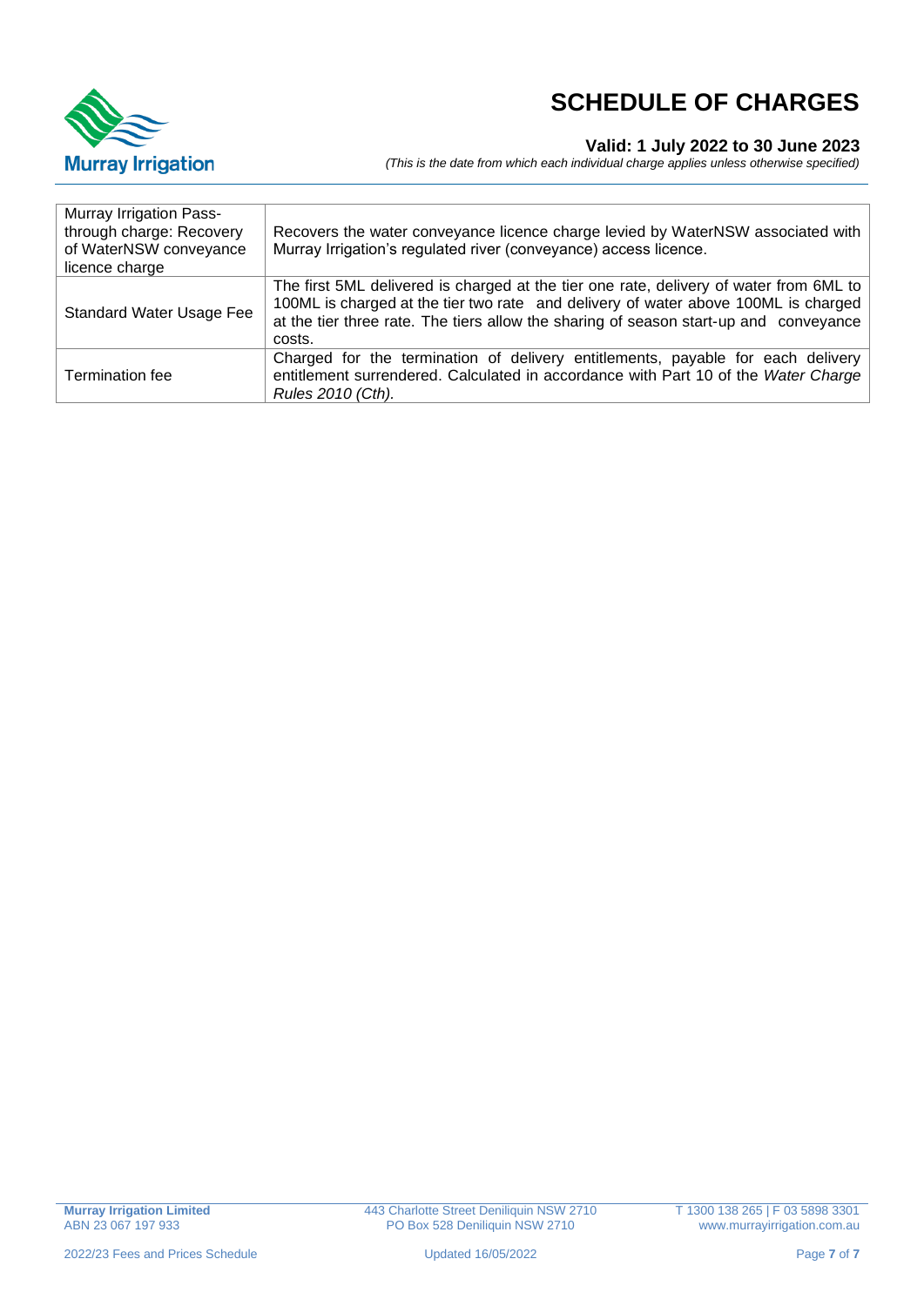# SCHEDULE OF CHARGES

**Valid: 1 July 2022 to 30 June 2023**

*(This is the date from which each individual charge applies unless otherwise specified)*

| | |
|---|---|
| Murray Irrigation Pass-through charge: Recovery of WaterNSW conveyance licence charge | Recovers the water conveyance licence charge levied by WaterNSW associated with Murray Irrigation's regulated river (conveyance) access licence. |
| Standard Water Usage Fee | The first 5ML delivered is charged at the tier one rate, delivery of water from 6ML to 100ML is charged at the tier two rate and delivery of water above 100ML is charged at the tier three rate. The tiers allow the sharing of season start-up and conveyance costs. |
| Termination fee | Charged for the termination of delivery entitlements, payable for each delivery entitlement surrendered. Calculated in accordance with Part 10 of the *Water Charge Rules 2010 (Cth)*. |